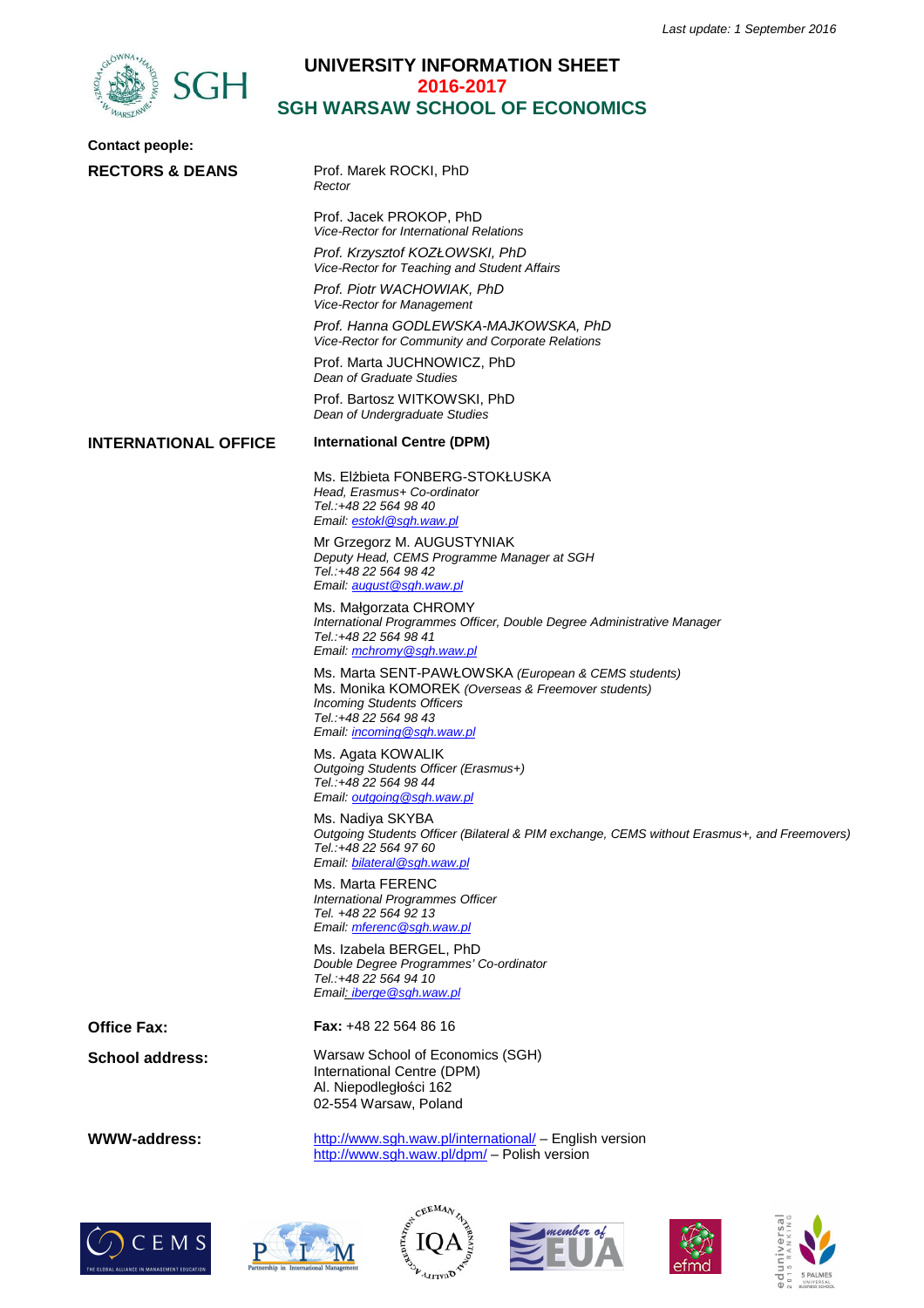*Last update: 1 September 2016*

# UNIVERSITY INFORMATION SHEET
## 2016-2017
## SGH WARSAW SCHOOL OF ECONOMICS

**Contact people:**

**RECTORS & DEANS**

Prof. Marek ROCKI, PhD
*Rector*

Prof. Jacek PROKOP, PhD
*Vice-Rector for International Relations*

*Prof. Krzysztof KOZŁOWSKI, PhD*
*Vice-Rector for Teaching and Student Affairs*

*Prof. Piotr WACHOWIAK, PhD*
*Vice-Rector for Management*

*Prof. Hanna GODLEWSKA-MAJKOWSKA, PhD*
*Vice-Rector for Community and Corporate Relations*

Prof. Marta JUCHNOWICZ, PhD
*Dean of Graduate Studies*

Prof. Bartosz WITKOWSKI, PhD
*Dean of Undergraduate Studies*

**INTERNATIONAL OFFICE**

**International Centre (DPM)**

Ms. Elżbieta FONBERG-STOKŁUSKA
*Head, Erasmus+ Co-ordinator*
*Tel.:+48 22 564 98 40*
*Email: estokl@sgh.waw.pl*

Mr Grzegorz M. AUGUSTYNIAK
*Deputy Head, CEMS Programme Manager at SGH*
*Tel.:+48 22 564 98 42*
*Email: august@sgh.waw.pl*

Ms. Małgorzata CHROMY
*International Programmes Officer, Double Degree Administrative Manager*
*Tel.:+48 22 564 98 41*
*Email: mchromy@sgh.waw.pl*

Ms. Marta SENT-PAWŁOWSKA *(European & CEMS students)*
Ms. Monika KOMOREK *(Overseas & Freemover students)*
*Incoming Students Officers*
*Tel.:+48 22 564 98 43*
*Email: incoming@sgh.waw.pl*

Ms. Agata KOWALIK
*Outgoing Students Officer (Erasmus+)*
*Tel.:+48 22 564 98 44*
*Email: outgoing@sgh.waw.pl*

Ms. Nadiya SKYBA
*Outgoing Students Officer (Bilateral & PIM exchange, CEMS without Erasmus+, and Freemovers)*
*Tel.:+48 22 564 97 60*
*Email: bilateral@sgh.waw.pl*

Ms. Marta FERENC
*International Programmes Officer*
*Tel. +48 22 564 92 13*
*Email: mferenc@sgh.waw.pl*

Ms. Izabela BERGEL, PhD
*Double Degree Programmes' Co-ordinator*
*Tel.:+48 22 564 94 10*
*Email: iberge@sgh.waw.pl*

**Office Fax:** **Fax:** +48 22 564 86 16

**School address:**

Warsaw School of Economics (SGH)
International Centre (DPM)
Al. Niepodległości 162
02-554 Warsaw, Poland

**WWW-address:**

http://www.sgh.waw.pl/international/ – English version
http://www.sgh.waw.pl/dpm/ – Polish version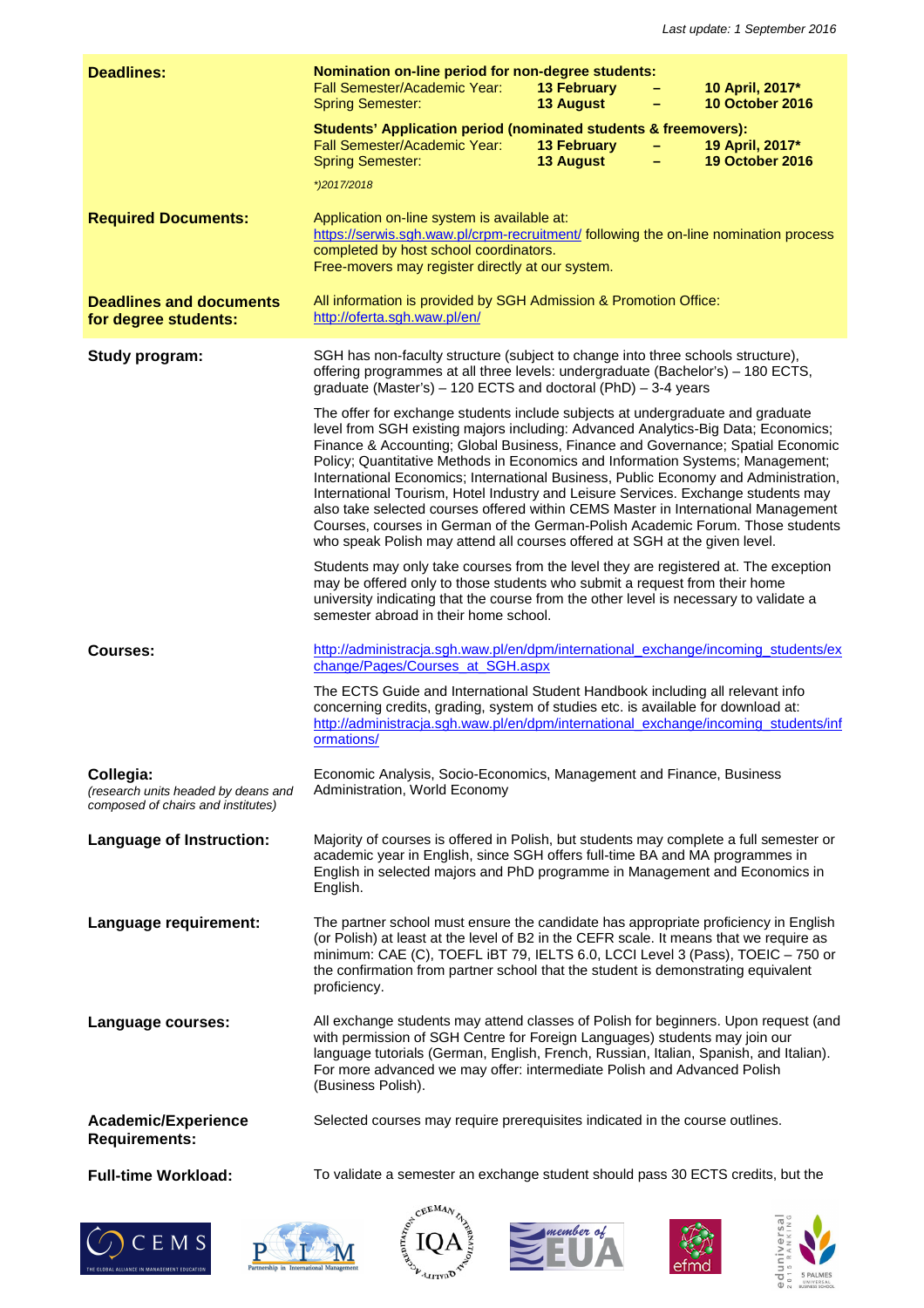*Last update: 1 September 2016*

| | |
|---|---|
| **Deadlines:** | **Nomination on-line period for non-degree students:**<br>Fall Semester/Academic Year: **13 February – 10 April, 2017***<br>Spring Semester: **13 August – 10 October 2016**<br><br>**Students' Application period (nominated students & freemovers):**<br>Fall Semester/Academic Year: **13 February – 19 April, 2017***<br>Spring Semester: **13 August – 19 October 2016**<br><br>**)2017/2018* |
| **Required Documents:** | Application on-line system is available at:<br>https://serwis.sgh.waw.pl/crpm-recruitment/ following the on-line nomination process completed by host school coordinators.<br>Free-movers may register directly at our system. |
| **Deadlines and documents for degree students:** | All information is provided by SGH Admission & Promotion Office:<br>http://oferta.sgh.waw.pl/en/ |
| **Study program:** | SGH has non-faculty structure (subject to change into three schools structure), offering programmes at all three levels: undergraduate (Bachelor's) – 180 ECTS, graduate (Master's) – 120 ECTS and doctoral (PhD) – 3-4 years<br><br>The offer for exchange students include subjects at undergraduate and graduate level from SGH existing majors including: Advanced Analytics-Big Data; Economics; Finance & Accounting; Global Business, Finance and Governance; Spatial Economic Policy; Quantitative Methods in Economics and Information Systems; Management; International Economics; International Business, Public Economy and Administration, International Tourism, Hotel Industry and Leisure Services. Exchange students may also take selected courses offered within CEMS Master in International Management Courses, courses in German of the German-Polish Academic Forum. Those students who speak Polish may attend all courses offered at SGH at the given level.<br><br>Students may only take courses from the level they are registered at. The exception may be offered only to those students who submit a request from their home university indicating that the course from the other level is necessary to validate a semester abroad in their home school. |
| **Courses:** | http://administracja.sgh.waw.pl/en/dpm/international_exchange/incoming_students/exchange/Pages/Courses_at_SGH.aspx<br><br>The ECTS Guide and International Student Handbook including all relevant info concerning credits, grading, system of studies etc. is available for download at: http://administracja.sgh.waw.pl/en/dpm/international_exchange/incoming_students/informations/ |
| **Collegia:**<br>*(research units headed by deans and composed of chairs and institutes)* | Economic Analysis, Socio-Economics, Management and Finance, Business Administration, World Economy |
| **Language of Instruction:** | Majority of courses is offered in Polish, but students may complete a full semester or academic year in English, since SGH offers full-time BA and MA programmes in English in selected majors and PhD programme in Management and Economics in English. |
| **Language requirement:** | The partner school must ensure the candidate has appropriate proficiency in English (or Polish) at least at the level of B2 in the CEFR scale. It means that we require as minimum: CAE (C), TOEFL iBT 79, IELTS 6.0, LCCI Level 3 (Pass), TOEIC – 750 or the confirmation from partner school that the student is demonstrating equivalent proficiency. |
| **Language courses:** | All exchange students may attend classes of Polish for beginners. Upon request (and with permission of SGH Centre for Foreign Languages) students may join our language tutorials (German, English, French, Russian, Italian, Spanish, and Italian). For more advanced we may offer: intermediate Polish and Advanced Polish (Business Polish). |
| **Academic/Experience Requirements:** | Selected courses may require prerequisites indicated in the course outlines. |
| **Full-time Workload:** | To validate a semester an exchange student should pass 30 ECTS credits, but the |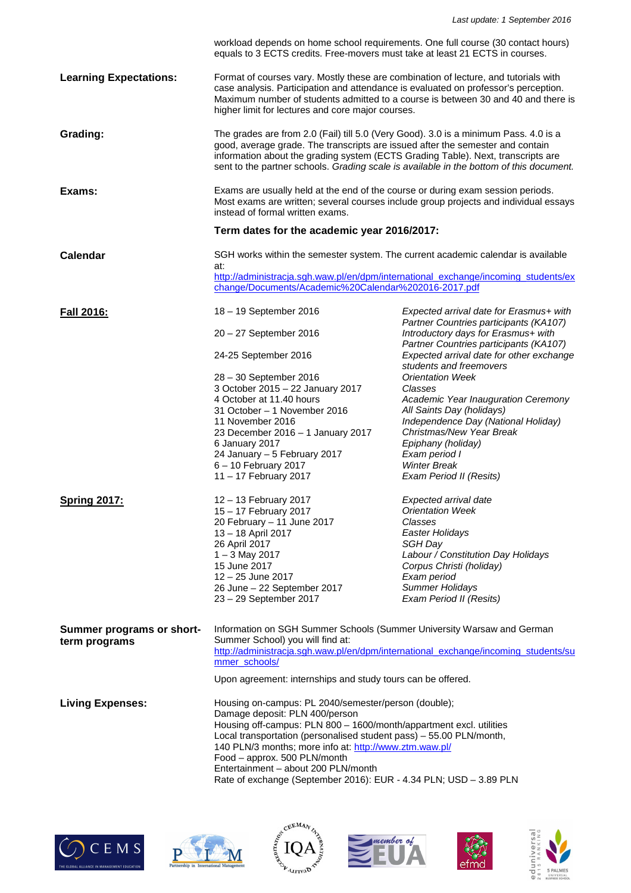workload depends on home school requirements. One full course (30 contact hours) equals to 3 ECTS credits. Free-movers must take at least 21 ECTS in courses.

**Learning Expectations:**

Format of courses vary. Mostly these are combination of lecture, and tutorials with case analysis. Participation and attendance is evaluated on professor's perception. Maximum number of students admitted to a course is between 30 and 40 and there is higher limit for lectures and core major courses.

**Grading:**

The grades are from 2.0 (Fail) till 5.0 (Very Good). 3.0 is a minimum Pass. 4.0 is a good, average grade. The transcripts are issued after the semester and contain information about the grading system (ECTS Grading Table). Next, transcripts are sent to the partner schools. *Grading scale is available in the bottom of this document.*

**Exams:**

Exams are usually held at the end of the course or during exam session periods. Most exams are written; several courses include group projects and individual essays instead of formal written exams.

**Term dates for the academic year 2016/2017:**

**Calendar**

SGH works within the semester system. The current academic calendar is available at: http://administracja.sgh.waw.pl/en/dpm/international_exchange/incoming_students/exchange/Documents/Academic%20Calendar%202016-2017.pdf

**Fall 2016:**

| Date | Event |
|---|---|
| 18 – 19 September 2016 | *Expected arrival date for Erasmus+ with Partner Countries participants (KA107)* |
| 20 – 27 September 2016 | *Introductory days for Erasmus+ with Partner Countries participants (KA107)* |
| 24-25 September 2016 | *Expected arrival date for other exchange students and freemovers* |
| 28 – 30 September 2016 | *Orientation Week* |
| 3 October 2015 – 22 January 2017 | *Classes* |
| 4 October at 11.40 hours | *Academic Year Inauguration Ceremony* |
| 31 October – 1 November 2016 | *All Saints Day (holidays)* |
| 11 November 2016 | *Independence Day (National Holiday)* |
| 23 December 2016 – 1 January 2017 | *Christmas/New Year Break* |
| 6 January 2017 | *Epiphany (holiday)* |
| 24 January – 5 February 2017 | *Exam period I* |
| 6 – 10 February 2017 | *Winter Break* |
| 11 – 17 February 2017 | *Exam Period II (Resits)* |

**Spring 2017:**

| Date | Event |
|---|---|
| 12 – 13 February 2017 | *Expected arrival date* |
| 15 – 17 February 2017 | *Orientation Week* |
| 20 February – 11 June 2017 | *Classes* |
| 13 – 18 April 2017 | *Easter Holidays* |
| 26 April 2017 | *SGH Day* |
| 1 – 3 May 2017 | *Labour / Constitution Day Holidays* |
| 15 June 2017 | *Corpus Christi (holiday)* |
| 12 – 25 June 2017 | *Exam period* |
| 26 June – 22 September 2017 | *Summer Holidays* |
| 23 – 29 September 2017 | *Exam Period II (Resits)* |

**Summer programs or short-term programs**

Information on SGH Summer Schools (Summer University Warsaw and German Summer School) you will find at: http://administracja.sgh.waw.pl/en/dpm/international_exchange/incoming_students/summer_schools/

Upon agreement: internships and study tours can be offered.

**Living Expenses:**

Housing on-campus: PL 2040/semester/person (double);
Damage deposit: PLN 400/person
Housing off-campus: PLN 800 – 1600/month/appartment excl. utilities
Local transportation (personalised student pass) – 55.00 PLN/month, 140 PLN/3 months; more info at: http://www.ztm.waw.pl/
Food – approx. 500 PLN/month
Entertainment – about 200 PLN/month
Rate of exchange (September 2016): EUR - 4.34 PLN; USD – 3.89 PLN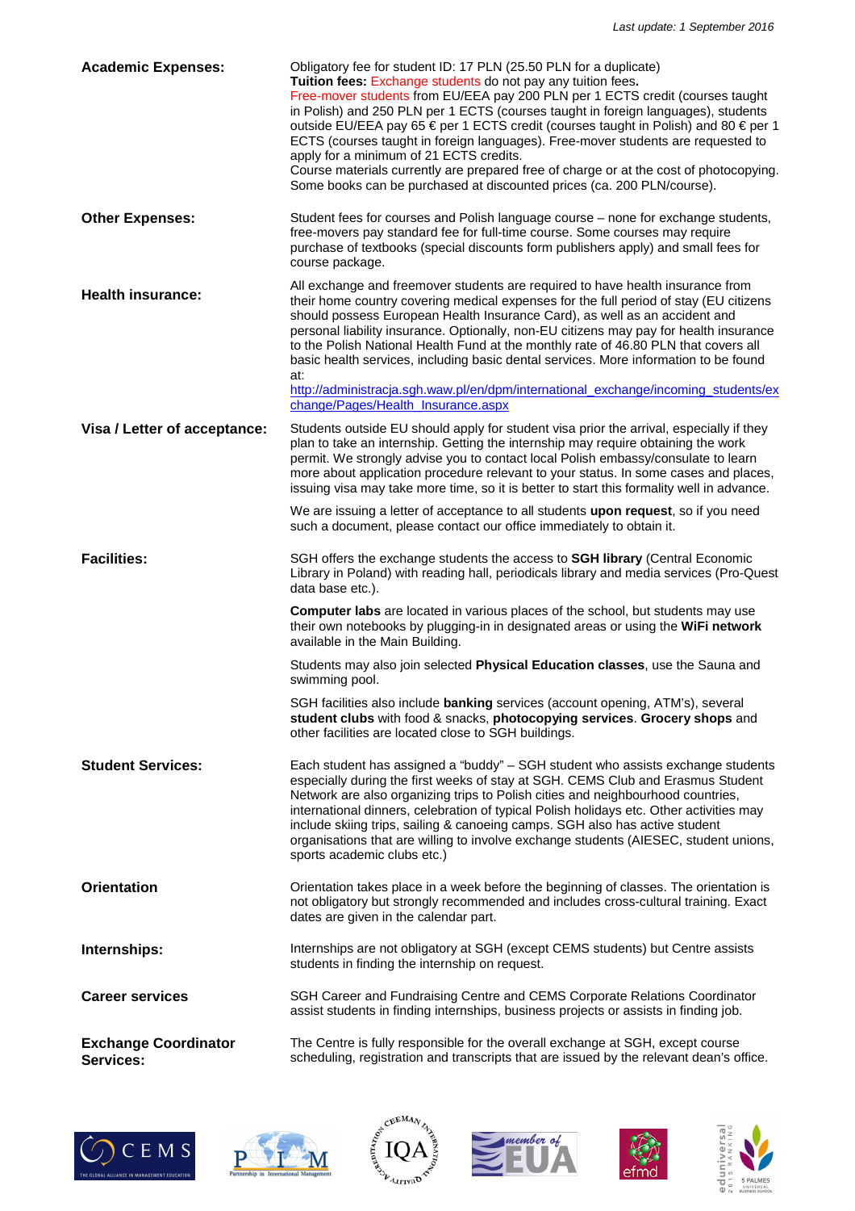*Last update: 1 September 2016*

**Academic Expenses:**

Obligatory fee for student ID: 17 PLN (25.50 PLN for a duplicate)
**Tuition fees:** Exchange students do not pay any tuition fees**.**
Free-mover students from EU/EEA pay 200 PLN per 1 ECTS credit (courses taught in Polish) and 250 PLN per 1 ECTS (courses taught in foreign languages), students outside EU/EEA pay 65 € per 1 ECTS credit (courses taught in Polish) and 80 € per 1 ECTS (courses taught in foreign languages). Free-mover students are requested to apply for a minimum of 21 ECTS credits.
Course materials currently are prepared free of charge or at the cost of photocopying. Some books can be purchased at discounted prices (ca. 200 PLN/course).

**Other Expenses:**

Student fees for courses and Polish language course – none for exchange students, free-movers pay standard fee for full-time course. Some courses may require purchase of textbooks (special discounts form publishers apply) and small fees for course package.

**Health insurance:**

All exchange and freemover students are required to have health insurance from their home country covering medical expenses for the full period of stay (EU citizens should possess European Health Insurance Card), as well as an accident and personal liability insurance. Optionally, non-EU citizens may pay for health insurance to the Polish National Health Fund at the monthly rate of 46.80 PLN that covers all basic health services, including basic dental services. More information to be found at:
http://administracja.sgh.waw.pl/en/dpm/international_exchange/incoming_students/exchange/Pages/Health_Insurance.aspx

**Visa / Letter of acceptance:**

Students outside EU should apply for student visa prior the arrival, especially if they plan to take an internship. Getting the internship may require obtaining the work permit. We strongly advise you to contact local Polish embassy/consulate to learn more about application procedure relevant to your status. In some cases and places, issuing visa may take more time, so it is better to start this formality well in advance.

We are issuing a letter of acceptance to all students **upon request**, so if you need such a document, please contact our office immediately to obtain it.

**Facilities:**

SGH offers the exchange students the access to **SGH library** (Central Economic Library in Poland) with reading hall, periodicals library and media services (Pro-Quest data base etc.).

**Computer labs** are located in various places of the school, but students may use their own notebooks by plugging-in in designated areas or using the **WiFi network** available in the Main Building.

Students may also join selected **Physical Education classes**, use the Sauna and swimming pool.

SGH facilities also include **banking** services (account opening, ATM's), several **student clubs** with food & snacks, **photocopying services**. **Grocery shops** and other facilities are located close to SGH buildings.

**Student Services:**

Each student has assigned a "buddy" – SGH student who assists exchange students especially during the first weeks of stay at SGH. CEMS Club and Erasmus Student Network are also organizing trips to Polish cities and neighbourhood countries, international dinners, celebration of typical Polish holidays etc. Other activities may include skiing trips, sailing & canoeing camps. SGH also has active student organisations that are willing to involve exchange students (AIESEC, student unions, sports academic clubs etc.)

**Orientation**

Orientation takes place in a week before the beginning of classes. The orientation is not obligatory but strongly recommended and includes cross-cultural training. Exact dates are given in the calendar part.

**Internships:**

Internships are not obligatory at SGH (except CEMS students) but Centre assists students in finding the internship on request.

**Career services**

SGH Career and Fundraising Centre and CEMS Corporate Relations Coordinator assist students in finding internships, business projects or assists in finding job.

**Exchange Coordinator Services:**

The Centre is fully responsible for the overall exchange at SGH, except course scheduling, registration and transcripts that are issued by the relevant dean's office.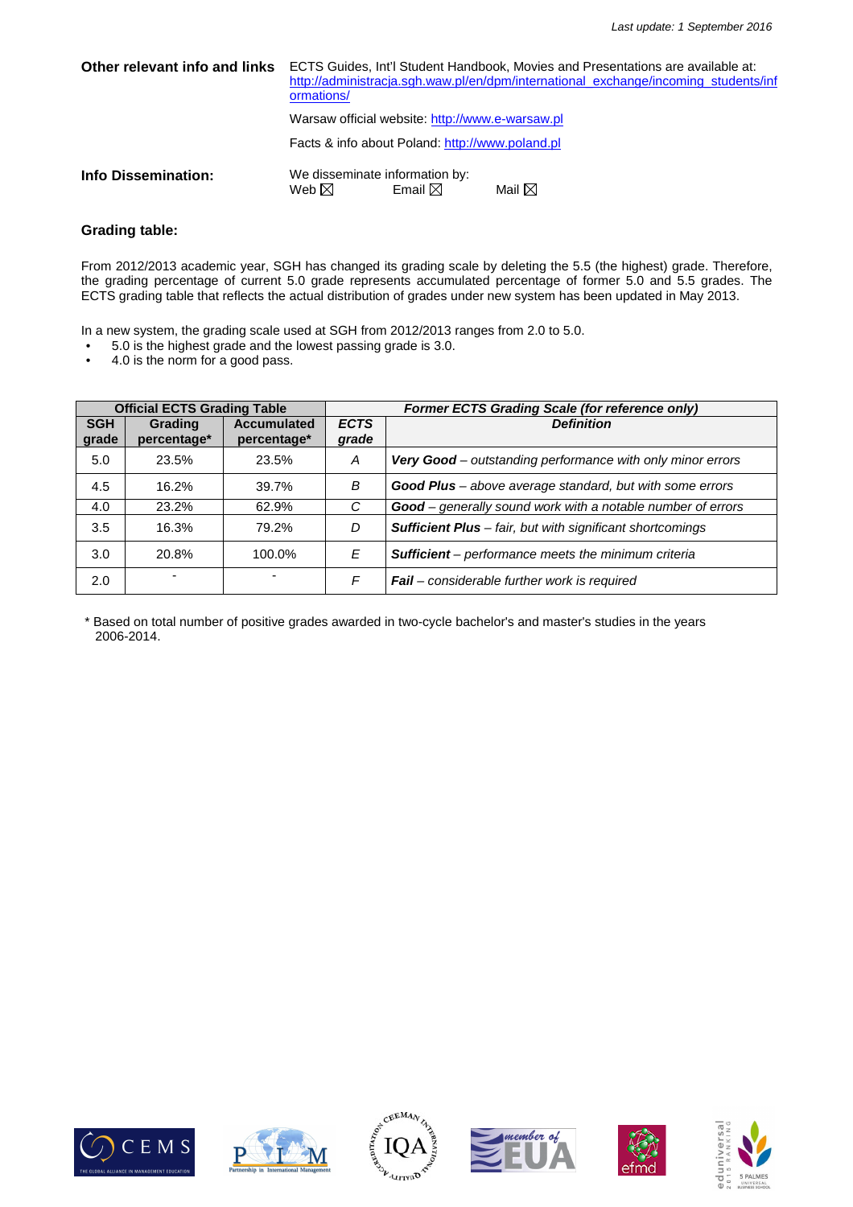*Last update: 1 September 2016*

**Other relevant info and links**

ECTS Guides, Int'l Student Handbook, Movies and Presentations are available at: http://administracja.sgh.waw.pl/en/dpm/international_exchange/incoming_students/informations/

Warsaw official website: http://www.e-warsaw.pl

Facts & info about Poland: http://www.poland.pl

**Info Dissemination:**

We disseminate information by:
Web ☒ Email ☒ Mail ☒

### Grading table:

From 2012/2013 academic year, SGH has changed its grading scale by deleting the 5.5 (the highest) grade. Therefore, the grading percentage of current 5.0 grade represents accumulated percentage of former 5.0 and 5.5 grades. The ECTS grading table that reflects the actual distribution of grades under new system has been updated in May 2013.

In a new system, the grading scale used at SGH from 2012/2013 ranges from 2.0 to 5.0.

- 5.0 is the highest grade and the lowest passing grade is 3.0.
- 4.0 is the norm for a good pass.

| Official ECTS Grading Table | | | *Former ECTS Grading Scale (for reference only)* | |
|---|---|---|---|---|
| **SGH grade** | **Grading percentage*** | **Accumulated percentage*** | ***ECTS grade*** | ***Definition*** |
| 5.0 | 23.5% | 23.5% | *A* | ***Very Good*** *– outstanding performance with only minor errors* |
| 4.5 | 16.2% | 39.7% | *B* | ***Good Plus*** *– above average standard, but with some errors* |
| 4.0 | 23.2% | 62.9% | *C* | ***Good*** *– generally sound work with a notable number of errors* |
| 3.5 | 16.3% | 79.2% | *D* | ***Sufficient Plus*** *– fair, but with significant shortcomings* |
| 3.0 | 20.8% | 100.0% | *E* | ***Sufficient*** *– performance meets the minimum criteria* |
| 2.0 | - | - | *F* | ***Fail*** *– considerable further work is required* |

\* Based on total number of positive grades awarded in two-cycle bachelor's and master's studies in the years 2006-2014.